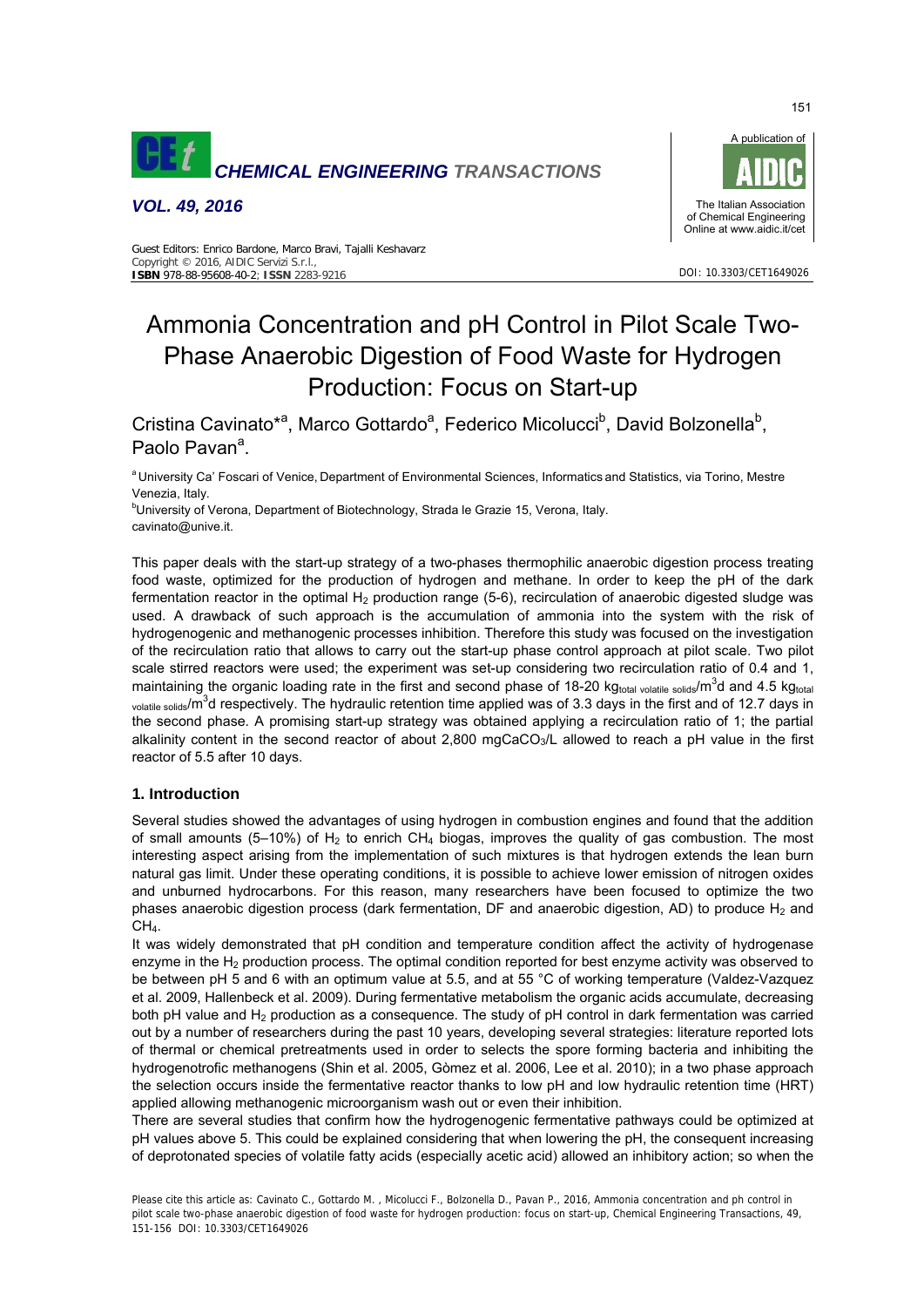# Ammonia Concentration and pH Control in Pilot Scale Two-Phase Anaerobic Digestion of Food Waste for Hydrogen Production: Focus on Start-up

Cristina Cavinato*[a], Marco Gottardo[a], Federico Micolucci[b], David Bolzonella[b], Paolo Pavan[a].

[a] University Ca' Foscari of Venice, Department of Environmental Sciences, Informatics and Statistics, via Torino, Mestre Venezia, Italy.

[b] University of Verona, Department of Biotechnology, Strada le Grazie 15, Verona, Italy.

cavinato@unive.it.

This paper deals with the start-up strategy of a two-phases thermophilic anaerobic digestion process treating food waste, optimized for the production of hydrogen and methane. In order to keep the pH of the dark fermentation reactor in the optimal $H_2$ production range (5-6), recirculation of anaerobic digested sludge was used. A drawback of such approach is the accumulation of ammonia into the system with the risk of hydrogenogenic and methanogenic processes inhibition. Therefore this study was focused on the investigation of the recirculation ratio that allows to carry out the start-up phase control approach at pilot scale. Two pilot scale stirred reactors were used; the experiment was set-up considering two recirculation ratio of 0.4 and 1, maintaining the organic loading rate in the first and second phase of 18-20 $kg_{total\ volatile\ solids}/m^3d$ and 4.5 $kg_{total\ volatile\ solids}/m^3d$ respectively. The hydraulic retention time applied was of 3.3 days in the first and of 12.7 days in the second phase. A promising start-up strategy was obtained applying a recirculation ratio of 1; the partial alkalinity content in the second reactor of about 2,800 $mgCaCO_3/L$ allowed to reach a pH value in the first reactor of 5.5 after 10 days.

## 1. Introduction

Several studies showed the advantages of using hydrogen in combustion engines and found that the addition of small amounts (5–10%) of $H_2$ to enrich $CH_4$ biogas, improves the quality of gas combustion. The most interesting aspect arising from the implementation of such mixtures is that hydrogen extends the lean burn natural gas limit. Under these operating conditions, it is possible to achieve lower emission of nitrogen oxides and unburned hydrocarbons. For this reason, many researchers have been focused to optimize the two phases anaerobic digestion process (dark fermentation, DF and anaerobic digestion, AD) to produce $H_2$ and $CH_4$.

It was widely demonstrated that pH condition and temperature condition affect the activity of hydrogenase enzyme in the $H_2$ production process. The optimal condition reported for best enzyme activity was observed to be between pH 5 and 6 with an optimum value at 5.5, and at 55 °C of working temperature (Valdez-Vazquez et al. 2009, Hallenbeck et al. 2009). During fermentative metabolism the organic acids accumulate, decreasing both pH value and $H_2$ production as a consequence. The study of pH control in dark fermentation was carried out by a number of researchers during the past 10 years, developing several strategies: literature reported lots of thermal or chemical pretreatments used in order to selects the spore forming bacteria and inhibiting the hydrogenotrofic methanogens (Shin et al. 2005, Gòmez et al. 2006, Lee et al. 2010); in a two phase approach the selection occurs inside the fermentative reactor thanks to low pH and low hydraulic retention time (HRT) applied allowing methanogenic microorganism wash out or even their inhibition.

There are several studies that confirm how the hydrogenogenic fermentative pathways could be optimized at pH values above 5. This could be explained considering that when lowering the pH, the consequent increasing of deprotonated species of volatile fatty acids (especially acetic acid) allowed an inhibitory action; so when the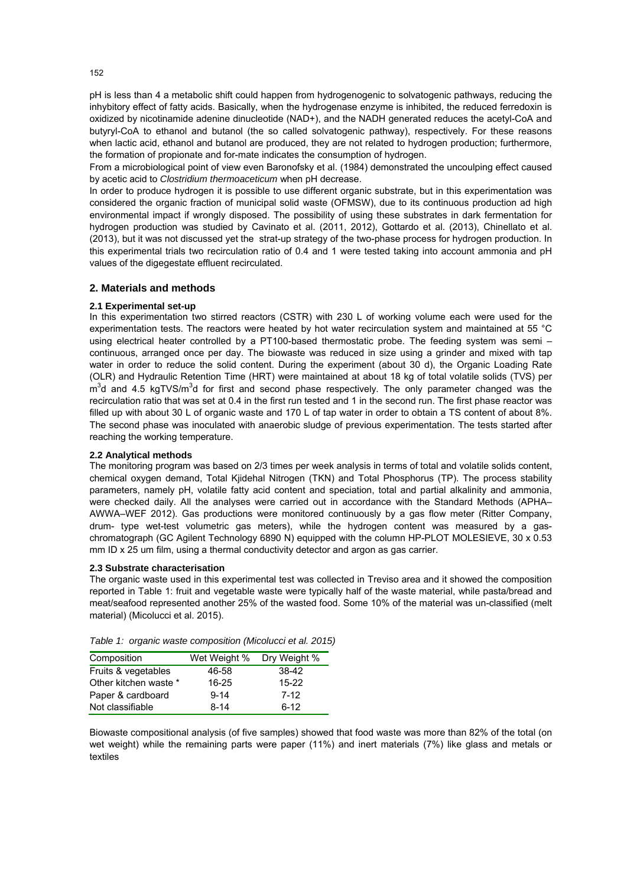pH is less than 4 a metabolic shift could happen from hydrogenogenic to solvatogenic pathways, reducing the inhybitory effect of fatty acids. Basically, when the hydrogenase enzyme is inhibited, the reduced ferredoxin is oxidized by nicotinamide adenine dinucleotide (NAD+), and the NADH generated reduces the acetyl-CoA and butyryl-CoA to ethanol and butanol (the so called solvatogenic pathway), respectively. For these reasons when lactic acid, ethanol and butanol are produced, they are not related to hydrogen production; furthermore, the formation of propionate and for-mate indicates the consumption of hydrogen.

From a microbiological point of view even Baronofsky et al. (1984) demonstrated the uncoulping effect caused by acetic acid to *Clostridium thermoaceticum* when pH decrease.

In order to produce hydrogen it is possible to use different organic substrate, but in this experimentation was considered the organic fraction of municipal solid waste (OFMSW), due to its continuous production ad high environmental impact if wrongly disposed. The possibility of using these substrates in dark fermentation for hydrogen production was studied by Cavinato et al. (2011, 2012), Gottardo et al. (2013), Chinellato et al. (2013), but it was not discussed yet the strat-up strategy of the two-phase process for hydrogen production. In this experimental trials two recirculation ratio of 0.4 and 1 were tested taking into account ammonia and pH values of the digegestate effluent recirculated.

## 2. Materials and methods

### 2.1 Experimental set-up

In this experimentation two stirred reactors (CSTR) with 230 L of working volume each were used for the experimentation tests. The reactors were heated by hot water recirculation system and maintained at 55 °C using electrical heater controlled by a PT100-based thermostatic probe. The feeding system was semi – continuous, arranged once per day. The biowaste was reduced in size using a grinder and mixed with tap water in order to reduce the solid content. During the experiment (about 30 d), the Organic Loading Rate (OLR) and Hydraulic Retention Time (HRT) were maintained at about 18 kg of total volatile solids (TVS) per $m^3$d and 4.5 kgTVS/$m^3$d for first and second phase respectively. The only parameter changed was the recirculation ratio that was set at 0.4 in the first run tested and 1 in the second run. The first phase reactor was filled up with about 30 L of organic waste and 170 L of tap water in order to obtain a TS content of about 8%. The second phase was inoculated with anaerobic sludge of previous experimentation. The tests started after reaching the working temperature.

### 2.2 Analytical methods

The monitoring program was based on 2/3 times per week analysis in terms of total and volatile solids content, chemical oxygen demand, Total Kjidehal Nitrogen (TKN) and Total Phosphorus (TP). The process stability parameters, namely pH, volatile fatty acid content and speciation, total and partial alkalinity and ammonia, were checked daily. All the analyses were carried out in accordance with the Standard Methods (APHA–AWWA–WEF 2012). Gas productions were monitored continuously by a gas flow meter (Ritter Company, drum- type wet-test volumetric gas meters), while the hydrogen content was measured by a gas-chromatograph (GC Agilent Technology 6890 N) equipped with the column HP-PLOT MOLESIEVE, 30 x 0.53 mm ID x 25 um film, using a thermal conductivity detector and argon as gas carrier.

### 2.3 Substrate characterisation

The organic waste used in this experimental test was collected in Treviso area and it showed the composition reported in Table 1: fruit and vegetable waste were typically half of the waste material, while pasta/bread and meat/seafood represented another 25% of the wasted food. Some 10% of the material was un-classified (melt material) (Micolucci et al. 2015).

*Table 1: organic waste composition (Micolucci et al. 2015)*

| Composition | Wet Weight % | Dry Weight % |
|---|---|---|
| Fruits & vegetables | 46-58 | 38-42 |
| Other kitchen waste * | 16-25 | 15-22 |
| Paper & cardboard | 9-14 | 7-12 |
| Not classifiable | 8-14 | 6-12 |

Biowaste compositional analysis (of five samples) showed that food waste was more than 82% of the total (on wet weight) while the remaining parts were paper (11%) and inert materials (7%) like glass and metals or textiles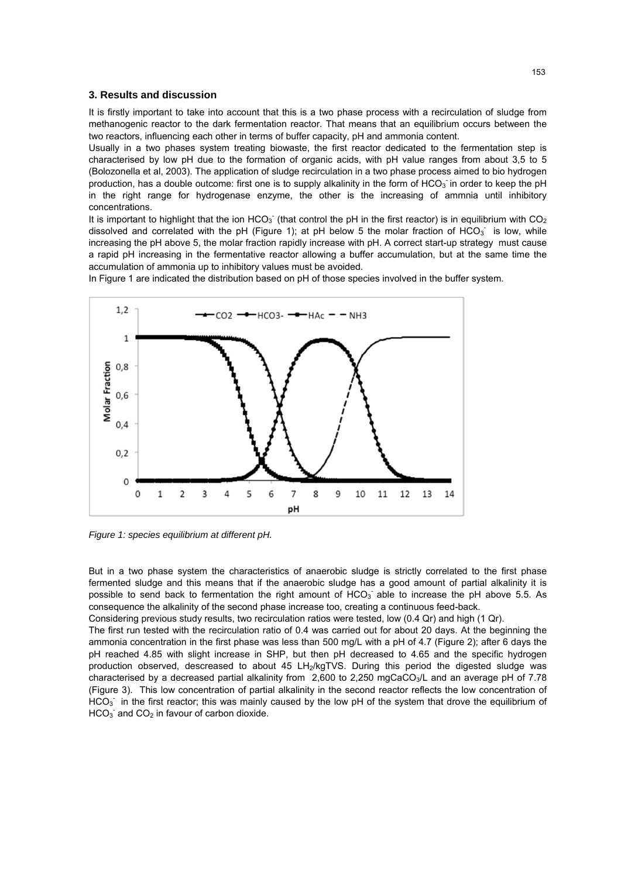## 3. Results and discussion

It is firstly important to take into account that this is a two phase process with a recirculation of sludge from methanogenic reactor to the dark fermentation reactor. That means that an equilibrium occurs between the two reactors, influencing each other in terms of buffer capacity, pH and ammonia content.

Usually in a two phases system treating biowaste, the first reactor dedicated to the fermentation step is characterised by low pH due to the formation of organic acids, with pH value ranges from about 3,5 to 5 (Bolozonella et al, 2003). The application of sludge recirculation in a two phase process aimed to bio hydrogen production, has a double outcome: first one is to supply alkalinity in the form of $HCO_3^-$ in order to keep the pH in the right range for hydrogenase enzyme, the other is the increasing of ammnia until inhibitory concentrations.

It is important to highlight that the ion $HCO_3^-$ (that control the pH in the first reactor) is in equilibrium with $CO_2$ dissolved and correlated with the pH (Figure 1); at pH below 5 the molar fraction of $HCO_3^-$ is low, while increasing the pH above 5, the molar fraction rapidly increase with pH. A correct start-up strategy must cause a rapid pH increasing in the fermentative reactor allowing a buffer accumulation, but at the same time the accumulation of ammonia up to inhibitory values must be avoided.

In Figure 1 are indicated the distribution based on pH of those species involved in the buffer system.

*Figure 1: species equilibrium at different pH.*

But in a two phase system the characteristics of anaerobic sludge is strictly correlated to the first phase fermented sludge and this means that if the anaerobic sludge has a good amount of partial alkalinity it is possible to send back to fermentation the right amount of $HCO_3^-$ able to increase the pH above 5.5. As consequence the alkalinity of the second phase increase too, creating a continuous feed-back.

Considering previous study results, two recirculation ratios were tested, low (0.4 Qr) and high (1 Qr).

The first run tested with the recirculation ratio of 0.4 was carried out for about 20 days. At the beginning the ammonia concentration in the first phase was less than 500 mg/L with a pH of 4.7 (Figure 2); after 6 days the pH reached 4.85 with slight increase in SHP, but then pH decreased to 4.65 and the specific hydrogen production observed, descreased to about 45 $LH_2$/kgTVS. During this period the digested sludge was characterised by a decreased partial alkalinity from 2,600 to 2,250 $mgCaCO_3$/L and an average pH of 7.78 (Figure 3). This low concentration of partial alkalinity in the second reactor reflects the low concentration of $HCO_3^-$ in the first reactor; this was mainly caused by the low pH of the system that drove the equilibrium of $HCO_3^-$ and $CO_2$ in favour of carbon dioxide.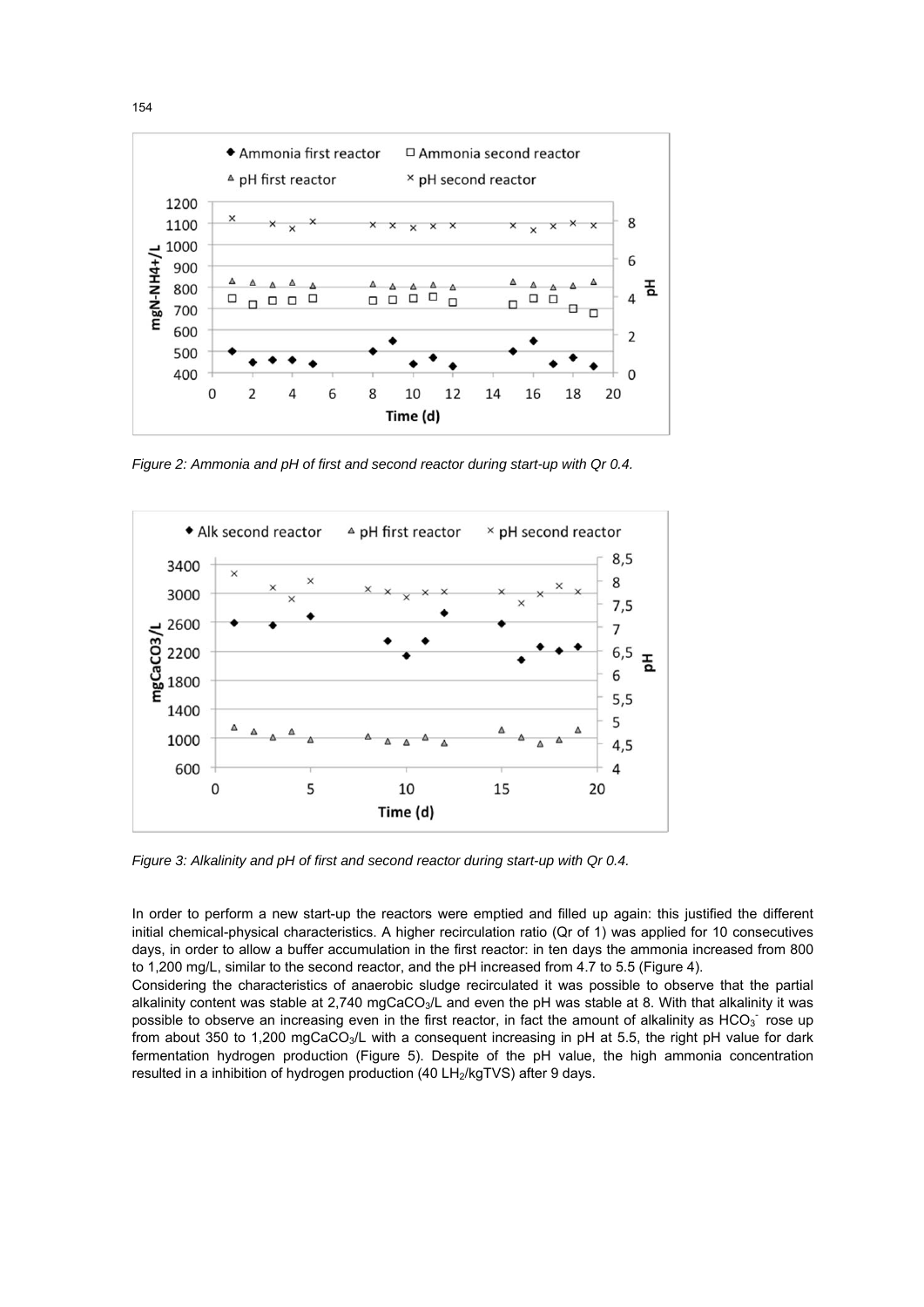*Figure 2: Ammonia and pH of first and second reactor during start-up with Qr 0.4.*

*Figure 3: Alkalinity and pH of first and second reactor during start-up with Qr 0.4.*

In order to perform a new start-up the reactors were emptied and filled up again: this justified the different initial chemical-physical characteristics. A higher recirculation ratio (Qr of 1) was applied for 10 consecutives days, in order to allow a buffer accumulation in the first reactor: in ten days the ammonia increased from 800 to 1,200 mg/L, similar to the second reactor, and the pH increased from 4.7 to 5.5 (Figure 4).

Considering the characteristics of anaerobic sludge recirculated it was possible to observe that the partial alkalinity content was stable at 2,740 mg$CaCO_3$/L and even the pH was stable at 8. With that alkalinity it was possible to observe an increasing even in the first reactor, in fact the amount of alkalinity as $HCO_3^-$ rose up from about 350 to 1,200 mg$CaCO_3$/L with a consequent increasing in pH at 5.5, the right pH value for dark fermentation hydrogen production (Figure 5). Despite of the pH value, the high ammonia concentration resulted in a inhibition of hydrogen production (40 L$H_2$/kgTVS) after 9 days.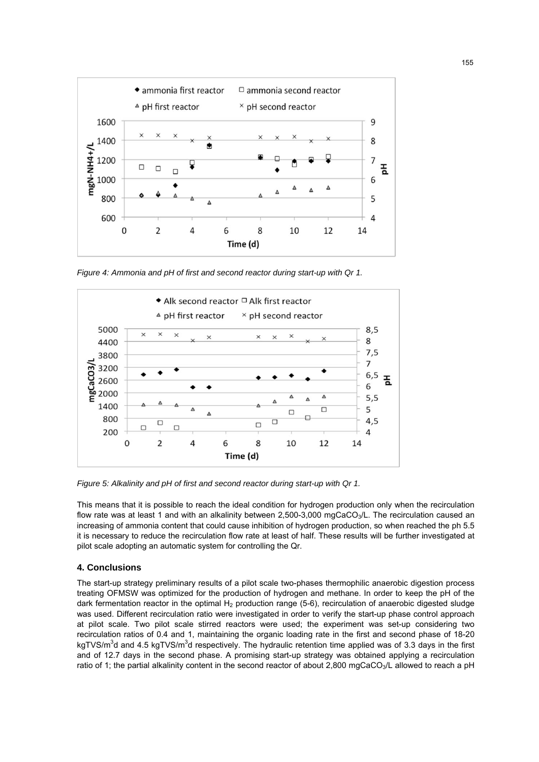*Figure 4: Ammonia and pH of first and second reactor during start-up with Qr 1.*

*Figure 5: Alkalinity and pH of first and second reactor during start-up with Qr 1.*

This means that it is possible to reach the ideal condition for hydrogen production only when the recirculation flow rate was at least 1 and with an alkalinity between 2,500-3,000 mg$CaCO_3$/L. The recirculation caused an increasing of ammonia content that could cause inhibition of hydrogen production, so when reached the ph 5.5 it is necessary to reduce the recirculation flow rate at least of half. These results will be further investigated at pilot scale adopting an automatic system for controlling the Qr.

## 4. Conclusions

The start-up strategy preliminary results of a pilot scale two-phases thermophilic anaerobic digestion process treating OFMSW was optimized for the production of hydrogen and methane. In order to keep the pH of the dark fermentation reactor in the optimal $H_2$ production range (5-6), recirculation of anaerobic digested sludge was used. Different recirculation ratio were investigated in order to verify the start-up phase control approach at pilot scale. Two pilot scale stirred reactors were used; the experiment was set-up considering two recirculation ratios of 0.4 and 1, maintaining the organic loading rate in the first and second phase of 18-20 kgTVS/$m^3$d and 4.5 kgTVS/$m^3$d respectively. The hydraulic retention time applied was of 3.3 days in the first and of 12.7 days in the second phase. A promising start-up strategy was obtained applying a recirculation ratio of 1; the partial alkalinity content in the second reactor of about 2,800 mg$CaCO_3$/L allowed to reach a pH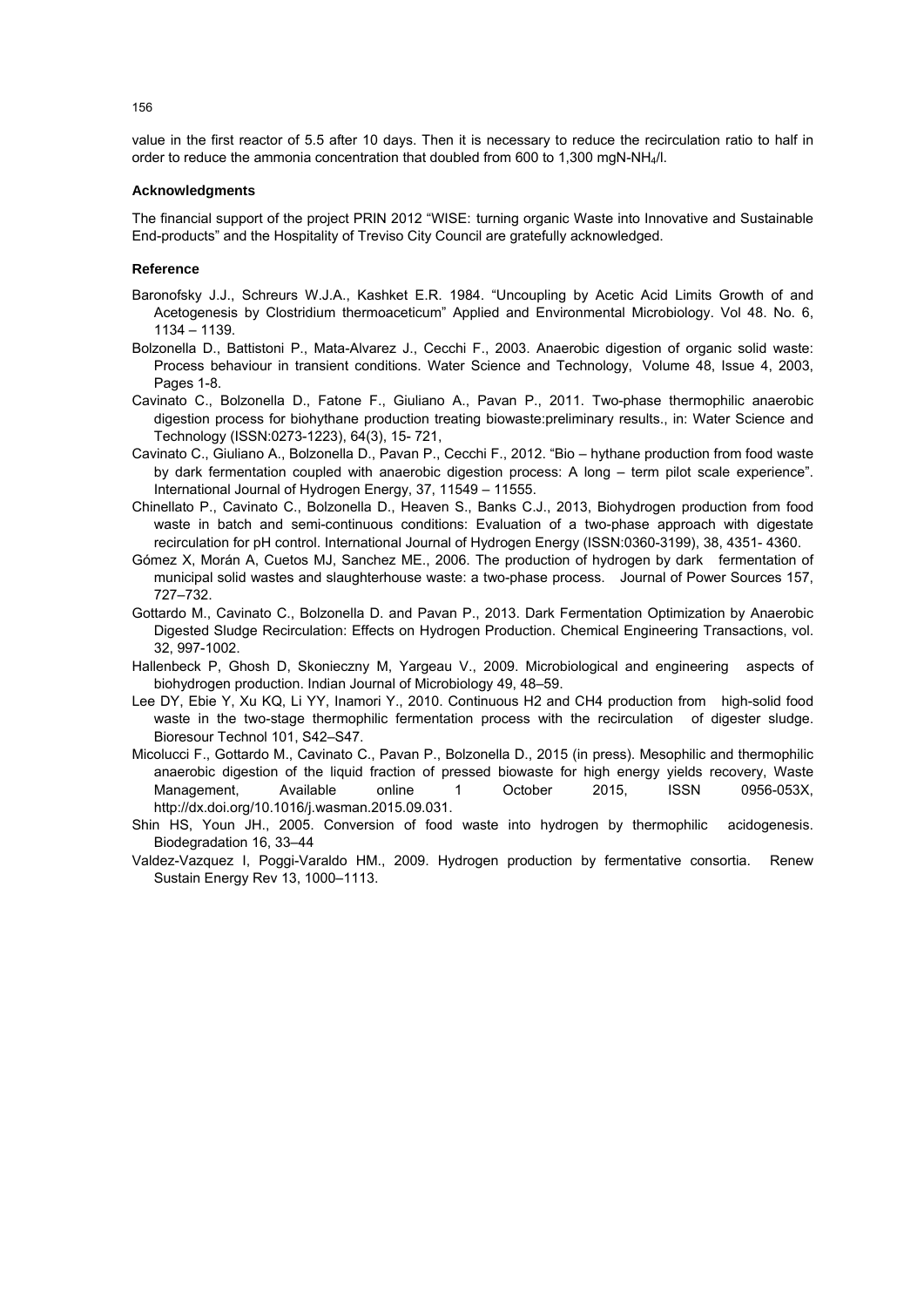value in the first reactor of 5.5 after 10 days. Then it is necessary to reduce the recirculation ratio to half in order to reduce the ammonia concentration that doubled from 600 to 1,300 mgN-$NH_4$/l.

## Acknowledgments

The financial support of the project PRIN 2012 "WISE: turning organic Waste into Innovative and Sustainable End-products" and the Hospitality of Treviso City Council are gratefully acknowledged.

## Reference

Baronofsky J.J., Schreurs W.J.A., Kashket E.R. 1984. "Uncoupling by Acetic Acid Limits Growth of and Acetogenesis by Clostridium thermoaceticum" Applied and Environmental Microbiology. Vol 48. No. 6, 1134 – 1139.

Bolzonella D., Battistoni P., Mata-Alvarez J., Cecchi F., 2003. Anaerobic digestion of organic solid waste: Process behaviour in transient conditions. Water Science and Technology, Volume 48, Issue 4, 2003, Pages 1-8.

Cavinato C., Bolzonella D., Fatone F., Giuliano A., Pavan P., 2011. Two-phase thermophilic anaerobic digestion process for biohythane production treating biowaste:preliminary results., in: Water Science and Technology (ISSN:0273-1223), 64(3), 15- 721,

Cavinato C., Giuliano A., Bolzonella D., Pavan P., Cecchi F., 2012. "Bio – hythane production from food waste by dark fermentation coupled with anaerobic digestion process: A long – term pilot scale experience". International Journal of Hydrogen Energy, 37, 11549 – 11555.

Chinellato P., Cavinato C., Bolzonella D., Heaven S., Banks C.J., 2013, Biohydrogen production from food waste in batch and semi-continuous conditions: Evaluation of a two-phase approach with digestate recirculation for pH control. International Journal of Hydrogen Energy (ISSN:0360-3199), 38, 4351- 4360.

Gómez X, Morán A, Cuetos MJ, Sanchez ME., 2006. The production of hydrogen by dark fermentation of municipal solid wastes and slaughterhouse waste: a two-phase process. Journal of Power Sources 157, 727–732.

Gottardo M., Cavinato C., Bolzonella D. and Pavan P., 2013. Dark Fermentation Optimization by Anaerobic Digested Sludge Recirculation: Effects on Hydrogen Production. Chemical Engineering Transactions, vol. 32, 997-1002.

Hallenbeck P, Ghosh D, Skonieczny M, Yargeau V., 2009. Microbiological and engineering aspects of biohydrogen production. Indian Journal of Microbiology 49, 48–59.

Lee DY, Ebie Y, Xu KQ, Li YY, Inamori Y., 2010. Continuous H2 and CH4 production from high-solid food waste in the two-stage thermophilic fermentation process with the recirculation of digester sludge. Bioresour Technol 101, S42–S47.

Micolucci F., Gottardo M., Cavinato C., Pavan P., Bolzonella D., 2015 (in press). Mesophilic and thermophilic anaerobic digestion of the liquid fraction of pressed biowaste for high energy yields recovery, Waste Management, Available online 1 October 2015, ISSN 0956-053X, http://dx.doi.org/10.1016/j.wasman.2015.09.031.

Shin HS, Youn JH., 2005. Conversion of food waste into hydrogen by thermophilic acidogenesis. Biodegradation 16, 33–44

Valdez-Vazquez I, Poggi-Varaldo HM., 2009. Hydrogen production by fermentative consortia. Renew Sustain Energy Rev 13, 1000–1113.